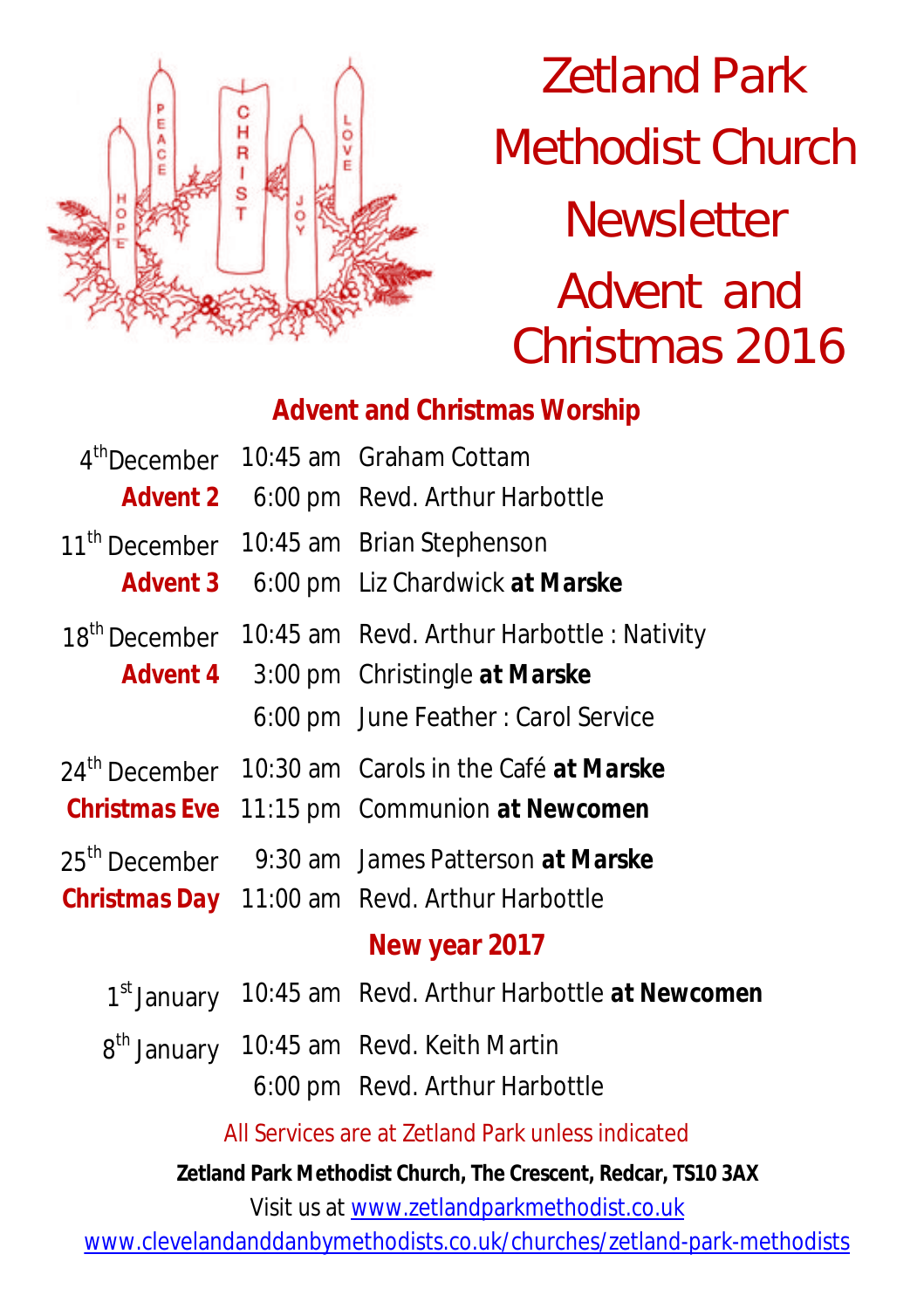# Zetland Park Methodist Church Newsletter

## Advent and Christmas 2016

### Advent and Christmas Worship

| | | |
|---|---|---|
| 4th December | 10:45 am | Graham Cottam |
| **Advent 2** | 6:00 pm | Revd. Arthur Harbottle |
| 11th December | 10:45 am | Brian Stephenson |
| **Advent 3** | 6:00 pm | Liz Chardwick **at Marske** |
| 18th December | 10:45 am | Revd. Arthur Harbottle : Nativity |
| **Advent 4** | 3:00 pm | Christingle **at Marske** |
| | 6:00 pm | June Feather : Carol Service |
| 24th December | 10:30 am | Carols in the Café **at Marske** |
| **Christmas Eve** | 11:15 pm | Communion **at Newcomen** |
| 25th December | 9:30 am | James Patterson **at Marske** |
| **Christmas Day** | 11:00 am | Revd. Arthur Harbottle |

### New year 2017

| | | |
|---|---|---|
| 1st January | 10:45 am | Revd. Arthur Harbottle **at Newcomen** |
| 8th January | 10:45 am | Revd. Keith Martin |
| | 6:00 pm | Revd. Arthur Harbottle |

All Services are at Zetland Park unless indicated

**Zetland Park Methodist Church, The Crescent, Redcar, TS10 3AX**

Visit us at www.zetlandparkmethodist.co.uk

www.clevelandanddanbymethodists.co.uk/churches/zetland-park-methodists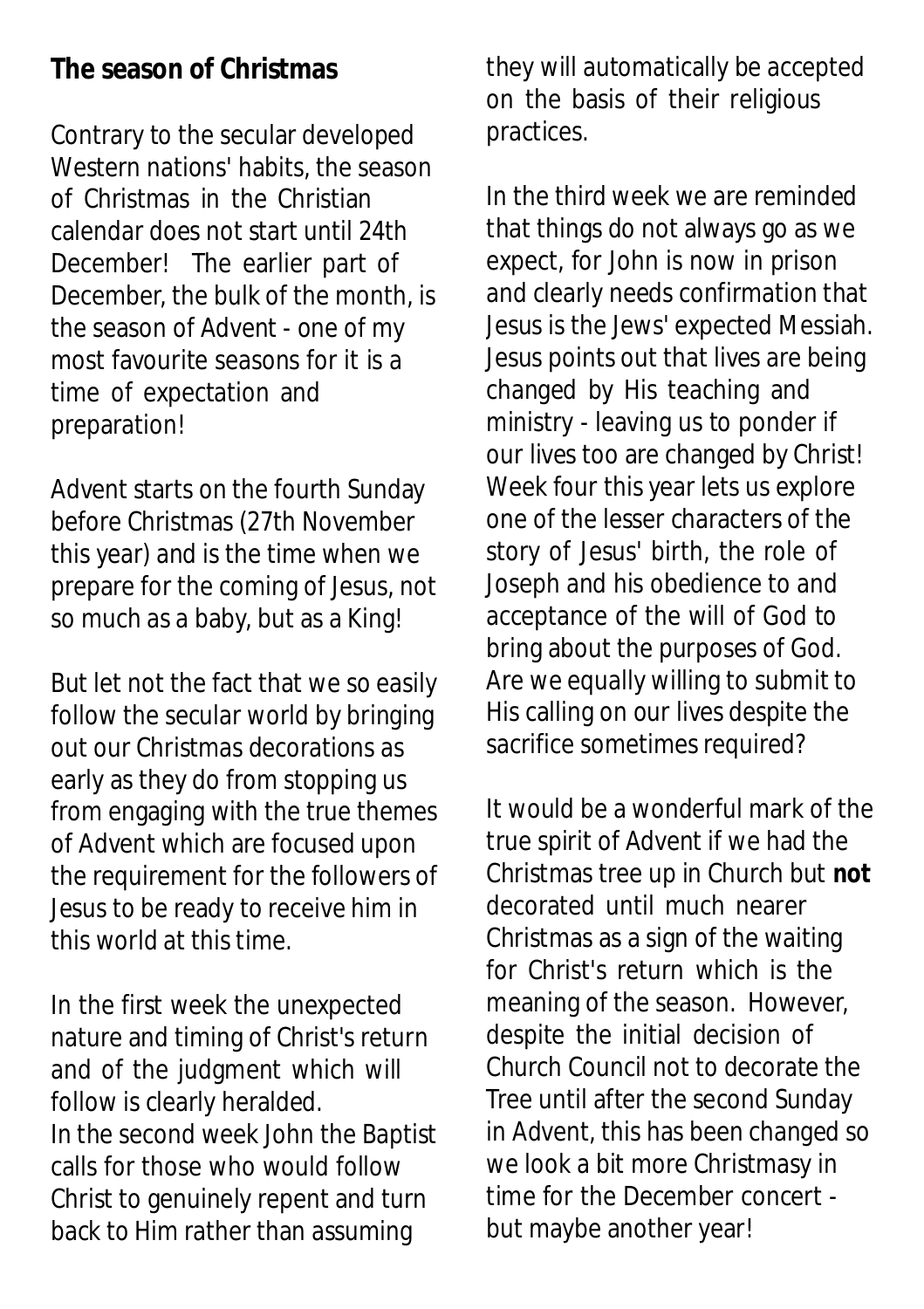## The season of Christmas

Contrary to the secular developed Western nations' habits, the season of Christmas in the Christian calendar does not start until 24th December! The earlier part of December, the bulk of the month, is the season of Advent - one of my most favourite seasons for it is a time of expectation and preparation!

Advent starts on the fourth Sunday before Christmas (27th November this year) and is the time when we prepare for the coming of Jesus, not so much as a baby, but as a King!

But let not the fact that we so easily follow the secular world by bringing out our Christmas decorations as early as they do from stopping us from engaging with the true themes of Advent which are focused upon the requirement for the followers of Jesus to be ready to receive him in this world at this time.

In the first week the unexpected nature and timing of Christ's return and of the judgment which will follow is clearly heralded.
In the second week John the Baptist calls for those who would follow Christ to genuinely repent and turn back to Him rather than assuming they will automatically be accepted on the basis of their religious practices.

In the third week we are reminded that things do not always go as we expect, for John is now in prison and clearly needs confirmation that Jesus is the Jews' expected Messiah. Jesus points out that lives are being changed by His teaching and ministry - leaving us to ponder if our lives too are changed by Christ! Week four this year lets us explore one of the lesser characters of the story of Jesus' birth, the role of Joseph and his obedience to and acceptance of the will of God to bring about the purposes of God. Are we equally willing to submit to His calling on our lives despite the sacrifice sometimes required?

It would be a wonderful mark of the true spirit of Advent if we had the Christmas tree up in Church but **not** decorated until much nearer Christmas as a sign of the waiting for Christ's return which is the meaning of the season. However, despite the initial decision of Church Council not to decorate the Tree until after the second Sunday in Advent, this has been changed so we look a bit more Christmasy in time for the December concert - but maybe another year!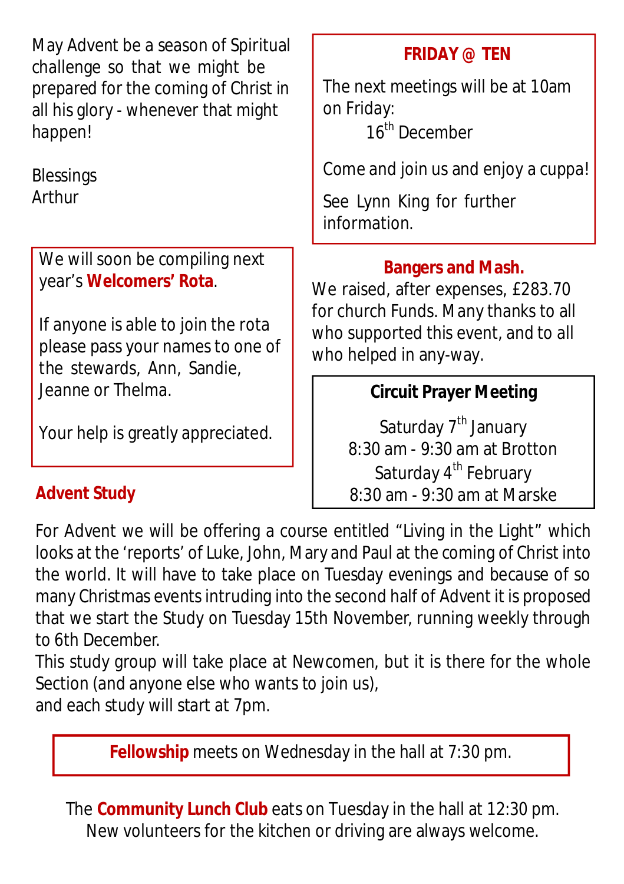May Advent be a season of Spiritual challenge so that we might be prepared for the coming of Christ in all his glory - whenever that might happen!

Blessings
Arthur

We will soon be compiling next year's **Welcomers' Rota**.

If anyone is able to join the rota please pass your names to one of the stewards, Ann, Sandie, Jeanne or Thelma.

Your help is greatly appreciated.

### FRIDAY @ TEN

The next meetings will be at 10am on Friday:

16th December

Come and join us and enjoy a cuppa!

See Lynn King for further information.

### Bangers and Mash.

We raised, after expenses, £283.70 for church Funds. Many thanks to all who supported this event, and to all who helped in any-way.

### Circuit Prayer Meeting

Saturday 7th January
8:30 am - 9:30 am at Brotton
Saturday 4th February
8:30 am - 9:30 am at Marske

### Advent Study

For Advent we will be offering a course entitled "Living in the Light" which looks at the 'reports' of Luke, John, Mary and Paul at the coming of Christ into the world. It will have to take place on Tuesday evenings and because of so many Christmas events intruding into the second half of Advent it is proposed that we start the Study on Tuesday 15th November, running weekly through to 6th December.

This study group will take place at Newcomen, but it is there for the whole Section (and anyone else who wants to join us),
and each study will start at 7pm.

**Fellowship** meets on Wednesday in the hall at 7:30 pm.

The **Community Lunch Club** eats on Tuesday in the hall at 12:30 pm.
New volunteers for the kitchen or driving are always welcome.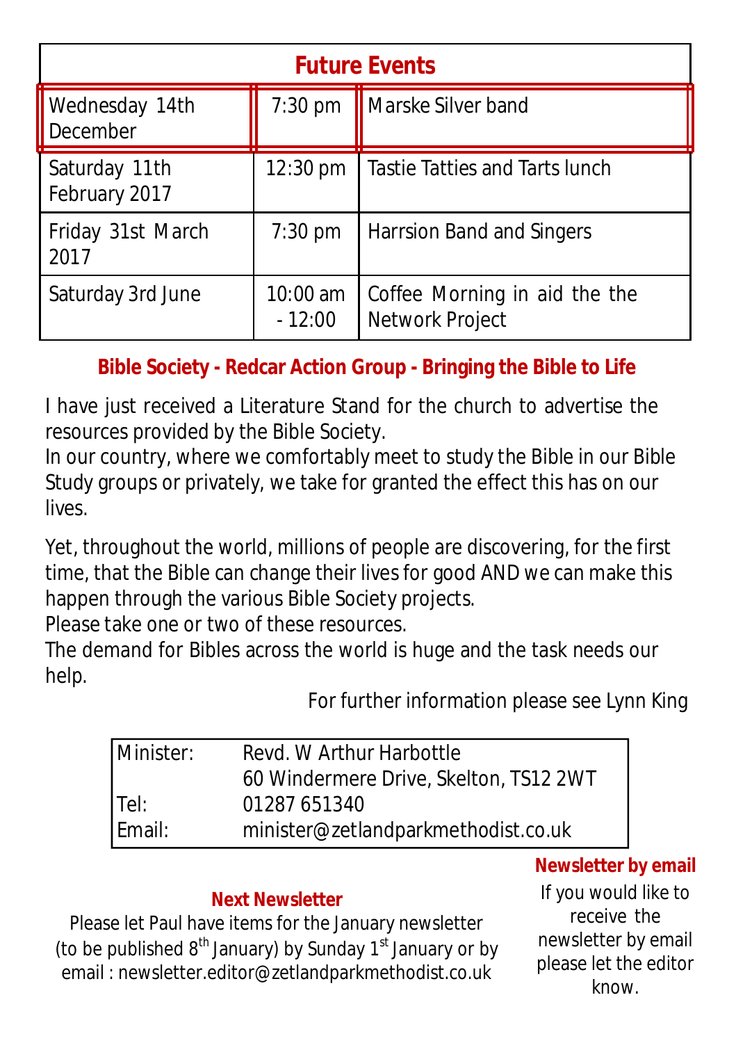| Future Events | | |
|---|---|---|
| Wednesday 14th December | 7:30 pm | Marske Silver band |
| Saturday 11th February 2017 | 12:30 pm | Tastie Tatties and Tarts lunch |
| Friday 31st March 2017 | 7:30 pm | Harrsion Band and Singers |
| Saturday 3rd June | 10:00 am - 12:00 | Coffee Morning in aid the the Network Project |

## Bible Society - Redcar Action Group - Bringing the Bible to Life

I have just received a Literature Stand for the church to advertise the resources provided by the Bible Society.
In our country, where we comfortably meet to study the Bible in our Bible Study groups or privately, we take for granted the effect this has on our lives.

Yet, throughout the world, millions of people are discovering, for the first time, that the Bible can change their lives for good AND we can make this happen through the various Bible Society projects.
Please take one or two of these resources.
The demand for Bibles across the world is huge and the task needs our help.

For further information please see Lynn King

| | |
|---|---|
| Minister: | Revd. W Arthur Harbottle |
| | 60 Windermere Drive, Skelton, TS12 2WT |
| Tel: | 01287 651340 |
| Email: | minister@zetlandparkmethodist.co.uk |

### Next Newsletter

Please let Paul have items for the January newsletter (to be published 8th January) by Sunday 1st January or by email : newsletter.editor@zetlandparkmethodist.co.uk

### Newsletter by email

If you would like to receive the newsletter by email please let the editor know.